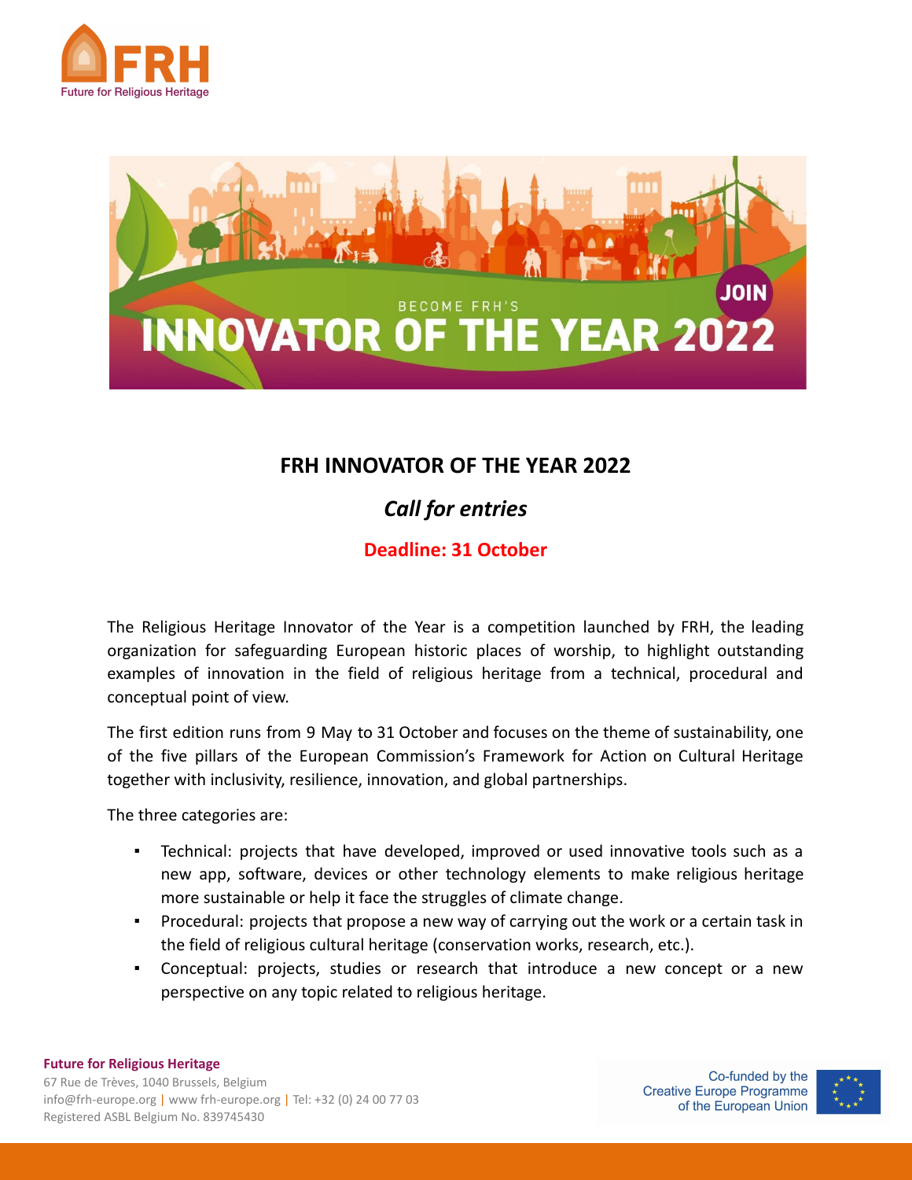# FRH INNOVATOR OF THE YEAR 2022

## *Call for entries*

**Deadline: 31 October**

The Religious Heritage Innovator of the Year is a competition launched by FRH, the leading organization for safeguarding European historic places of worship, to highlight outstanding examples of innovation in the field of religious heritage from a technical, procedural and conceptual point of view.

The first edition runs from 9 May to 31 October and focuses on the theme of sustainability, one of the five pillars of the European Commission's Framework for Action on Cultural Heritage together with inclusivity, resilience, innovation, and global partnerships.

The three categories are:

- Technical: projects that have developed, improved or used innovative tools such as a new app, software, devices or other technology elements to make religious heritage more sustainable or help it face the struggles of climate change.
- Procedural: projects that propose a new way of carrying out the work or a certain task in the field of religious cultural heritage (conservation works, research, etc.).
- Conceptual: projects, studies or research that introduce a new concept or a new perspective on any topic related to religious heritage.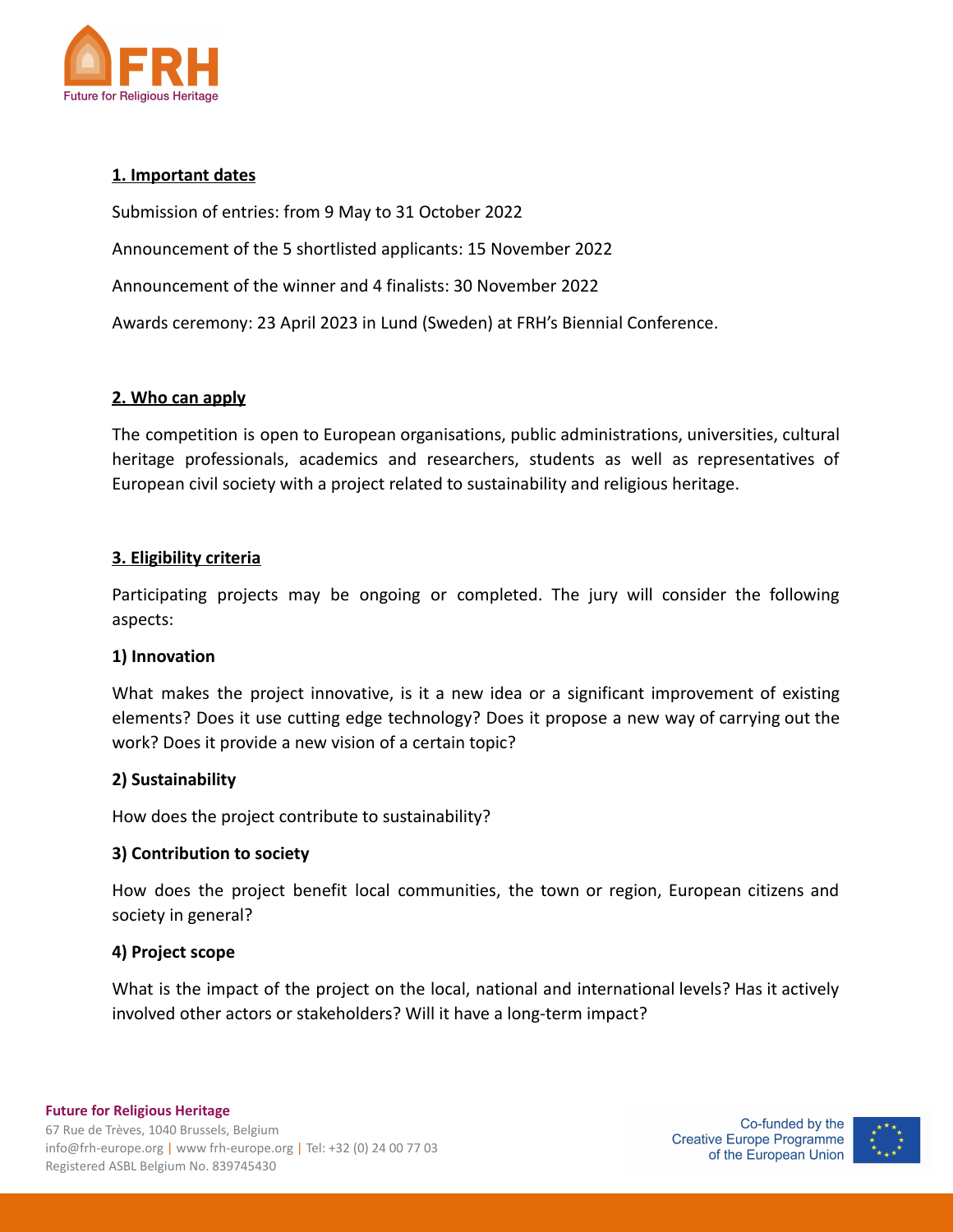**1. Important dates**

Submission of entries: from 9 May to 31 October 2022

Announcement of the 5 shortlisted applicants: 15 November 2022

Announcement of the winner and 4 finalists: 30 November 2022

Awards ceremony: 23 April 2023 in Lund (Sweden) at FRH's Biennial Conference.

**2. Who can apply**

The competition is open to European organisations, public administrations, universities, cultural heritage professionals, academics and researchers, students as well as representatives of European civil society with a project related to sustainability and religious heritage.

**3. Eligibility criteria**

Participating projects may be ongoing or completed. The jury will consider the following aspects:

**1) Innovation**

What makes the project innovative, is it a new idea or a significant improvement of existing elements? Does it use cutting edge technology? Does it propose a new way of carrying out the work? Does it provide a new vision of a certain topic?

**2) Sustainability**

How does the project contribute to sustainability?

**3) Contribution to society**

How does the project benefit local communities, the town or region, European citizens and society in general?

**4) Project scope**

What is the impact of the project on the local, national and international levels? Has it actively involved other actors or stakeholders? Will it have a long-term impact?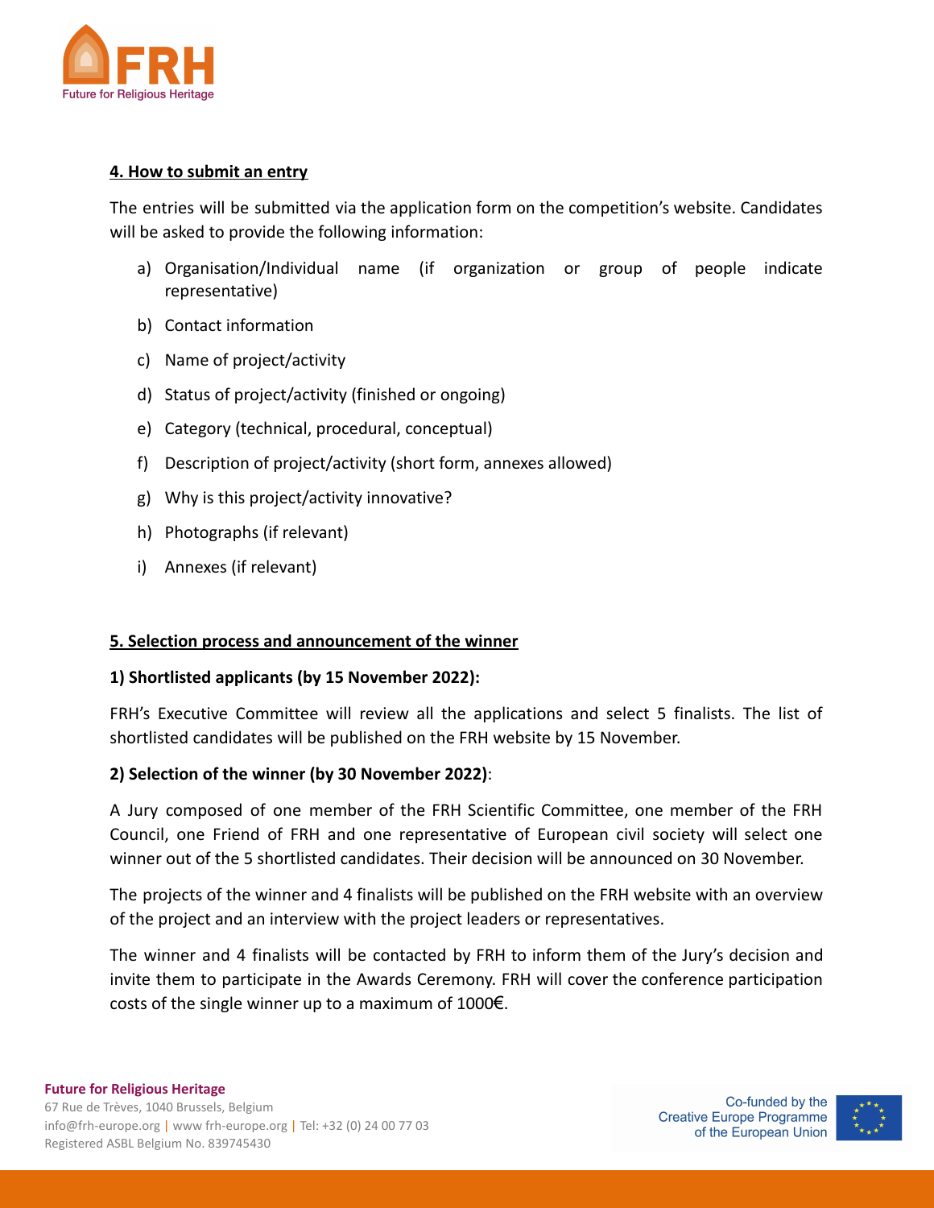**4. How to submit an entry**

The entries will be submitted via the application form on the competition's website. Candidates will be asked to provide the following information:

a) Organisation/Individual name (if organization or group of people indicate representative)

b) Contact information

c) Name of project/activity

d) Status of project/activity (finished or ongoing)

e) Category (technical, procedural, conceptual)

f) Description of project/activity (short form, annexes allowed)

g) Why is this project/activity innovative?

h) Photographs (if relevant)

i) Annexes (if relevant)

**5. Selection process and announcement of the winner**

**1) Shortlisted applicants (by 15 November 2022):**

FRH's Executive Committee will review all the applications and select 5 finalists. The list of shortlisted candidates will be published on the FRH website by 15 November.

**2) Selection of the winner (by 30 November 2022)**:

A Jury composed of one member of the FRH Scientific Committee, one member of the FRH Council, one Friend of FRH and one representative of European civil society will select one winner out of the 5 shortlisted candidates. Their decision will be announced on 30 November.

The projects of the winner and 4 finalists will be published on the FRH website with an overview of the project and an interview with the project leaders or representatives.

The winner and 4 finalists will be contacted by FRH to inform them of the Jury's decision and invite them to participate in the Awards Ceremony. FRH will cover the conference participation costs of the single winner up to a maximum of 1000€.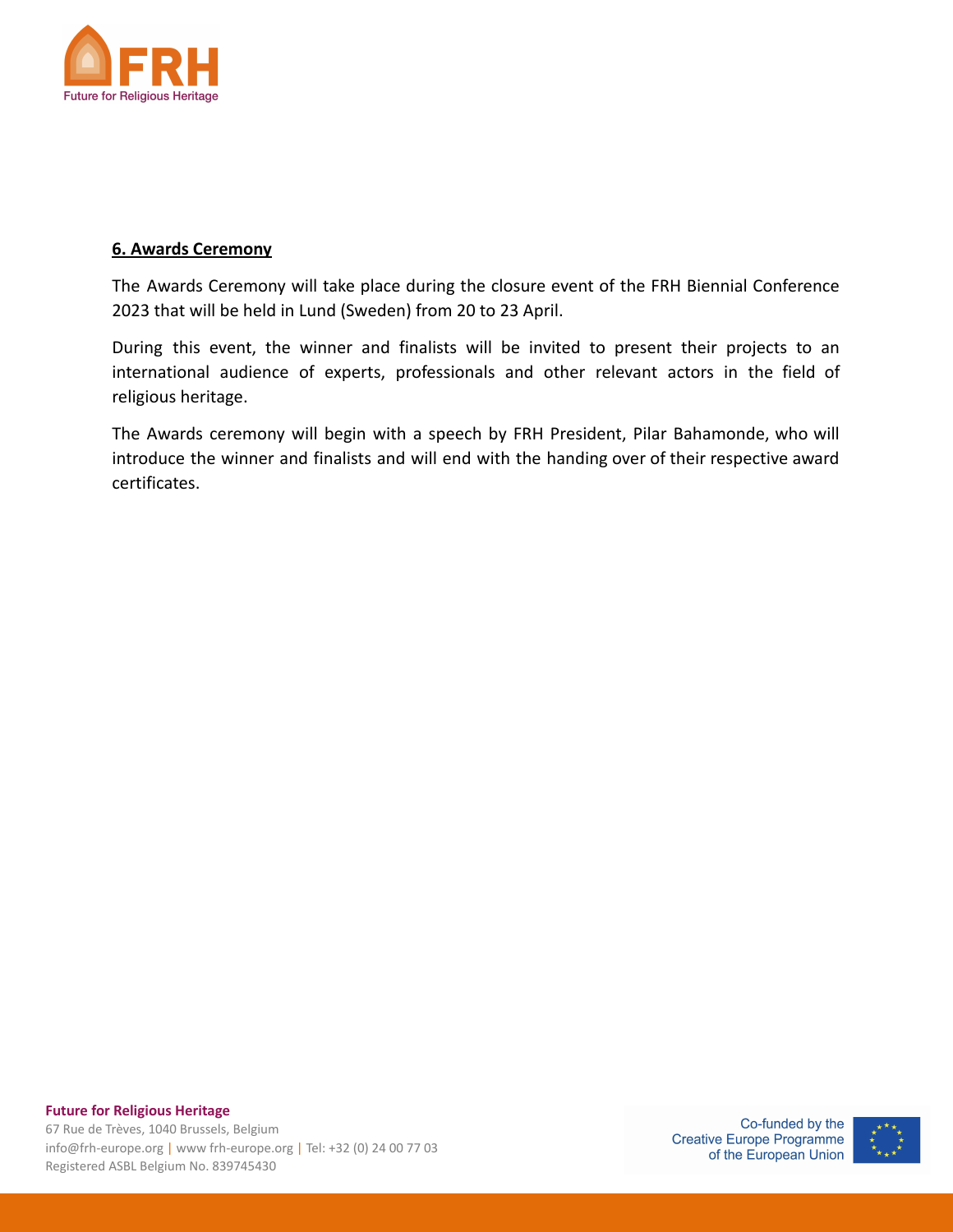## 6. Awards Ceremony

The Awards Ceremony will take place during the closure event of the FRH Biennial Conference 2023 that will be held in Lund (Sweden) from 20 to 23 April.

During this event, the winner and finalists will be invited to present their projects to an international audience of experts, professionals and other relevant actors in the field of religious heritage.

The Awards ceremony will begin with a speech by FRH President, Pilar Bahamonde, who will introduce the winner and finalists and will end with the handing over of their respective award certificates.